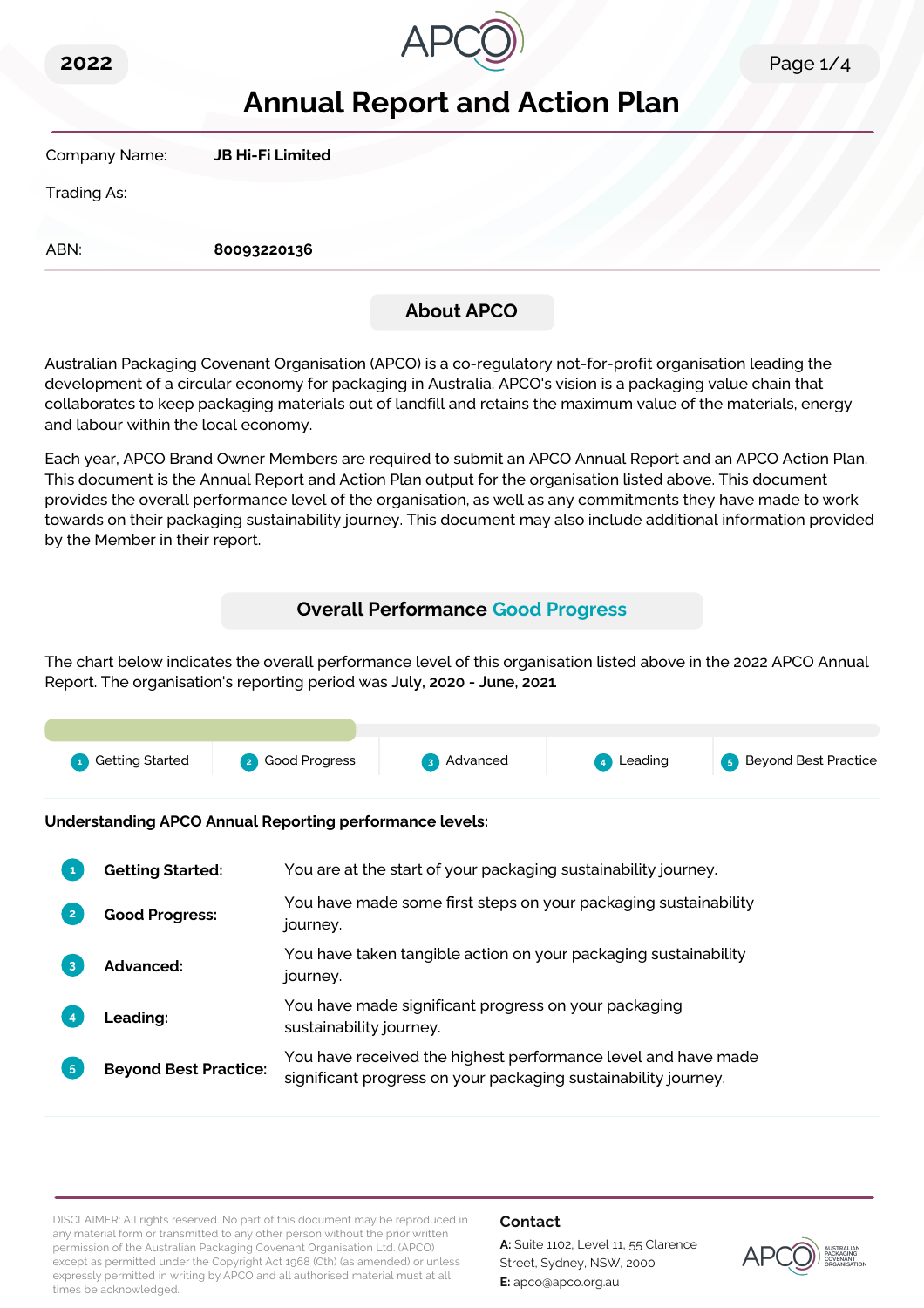2022

# Annual Report and Action Plan

| | |
|---|---|
| Company Name: | **JB Hi-Fi Limited** |
| Trading As: | |
| ABN: | **80093220136** |

## About APCO

Australian Packaging Covenant Organisation (APCO) is a co-regulatory not-for-profit organisation leading the development of a circular economy for packaging in Australia. APCO's vision is a packaging value chain that collaborates to keep packaging materials out of landfill and retains the maximum value of the materials, energy and labour within the local economy.

Each year, APCO Brand Owner Members are required to submit an APCO Annual Report and an APCO Action Plan. This document is the Annual Report and Action Plan output for the organisation listed above. This document provides the overall performance level of the organisation, as well as any commitments they have made to work towards on their packaging sustainability journey. This document may also include additional information provided by the Member in their report.

## Overall Performance Good Progress

The chart below indicates the overall performance level of this organisation listed above in the 2022 APCO Annual Report. The organisation's reporting period was **July, 2020 - June, 2021**

1 Getting Started | 2 Good Progress | 3 Advanced | 4 Leading | 5 Beyond Best Practice

**Understanding APCO Annual Reporting performance levels:**

| | |
|---|---|
| 1 **Getting Started:** | You are at the start of your packaging sustainability journey. |
| 2 **Good Progress:** | You have made some first steps on your packaging sustainability journey. |
| 3 **Advanced:** | You have taken tangible action on your packaging sustainability journey. |
| 4 **Leading:** | You have made significant progress on your packaging sustainability journey. |
| 5 **Beyond Best Practice:** | You have received the highest performance level and have made significant progress on your packaging sustainability journey. |

DISCLAIMER: All rights reserved. No part of this document may be reproduced in any material form or transmitted to any other person without the prior written permission of the Australian Packaging Covenant Organisation Ltd. (APCO) except as permitted under the Copyright Act 1968 (Cth) (as amended) or unless expressly permitted in writing by APCO and all authorised material must at all times be acknowledged.

**Contact**

**A:** Suite 1102, Level 11, 55 Clarence Street, Sydney, NSW, 2000

**E:** apco@apco.org.au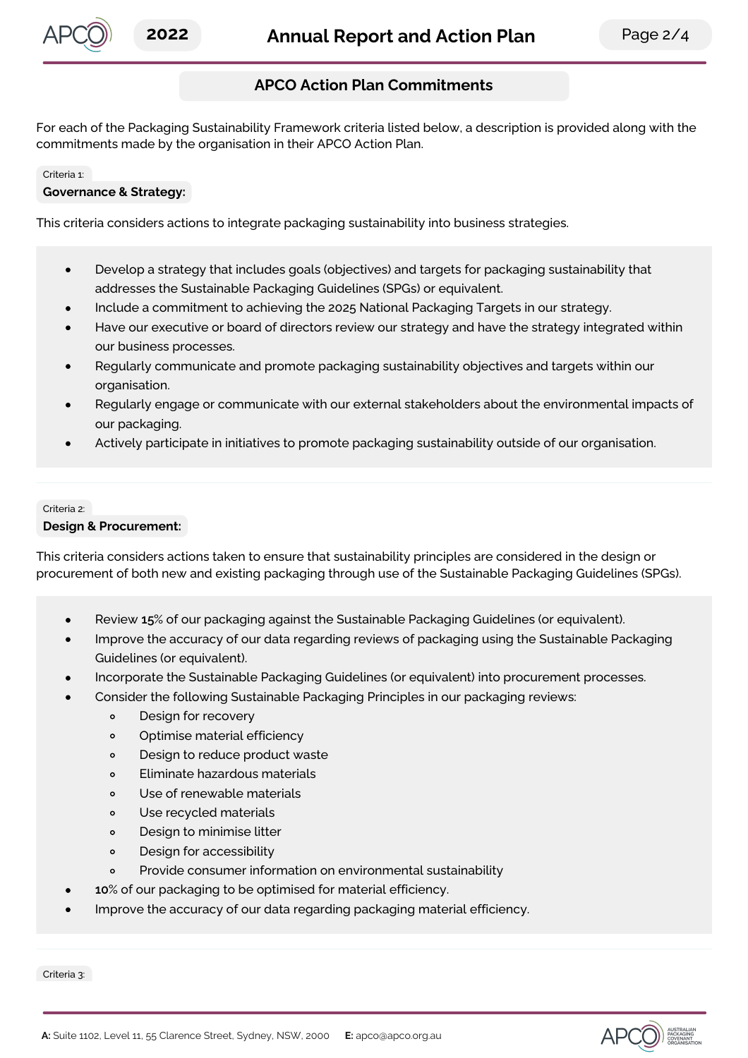## APCO Action Plan Commitments

For each of the Packaging Sustainability Framework criteria listed below, a description is provided along with the commitments made by the organisation in their APCO Action Plan.

Criteria 1:

### Governance & Strategy:

This criteria considers actions to integrate packaging sustainability into business strategies.

- Develop a strategy that includes goals (objectives) and targets for packaging sustainability that addresses the Sustainable Packaging Guidelines (SPGs) or equivalent.
- Include a commitment to achieving the 2025 National Packaging Targets in our strategy.
- Have our executive or board of directors review our strategy and have the strategy integrated within our business processes.
- Regularly communicate and promote packaging sustainability objectives and targets within our organisation.
- Regularly engage or communicate with our external stakeholders about the environmental impacts of our packaging.
- Actively participate in initiatives to promote packaging sustainability outside of our organisation.

Criteria 2:

### Design & Procurement:

This criteria considers actions taken to ensure that sustainability principles are considered in the design or procurement of both new and existing packaging through use of the Sustainable Packaging Guidelines (SPGs).

- Review **15**% of our packaging against the Sustainable Packaging Guidelines (or equivalent).
- Improve the accuracy of our data regarding reviews of packaging using the Sustainable Packaging Guidelines (or equivalent).
- Incorporate the Sustainable Packaging Guidelines (or equivalent) into procurement processes.
- Consider the following Sustainable Packaging Principles in our packaging reviews:
  - Design for recovery
  - Optimise material efficiency
  - Design to reduce product waste
  - Eliminate hazardous materials
  - Use of renewable materials
  - Use recycled materials
  - Design to minimise litter
  - Design for accessibility
  - Provide consumer information on environmental sustainability
- **10**% of our packaging to be optimised for material efficiency.
- Improve the accuracy of our data regarding packaging material efficiency.

Criteria 3: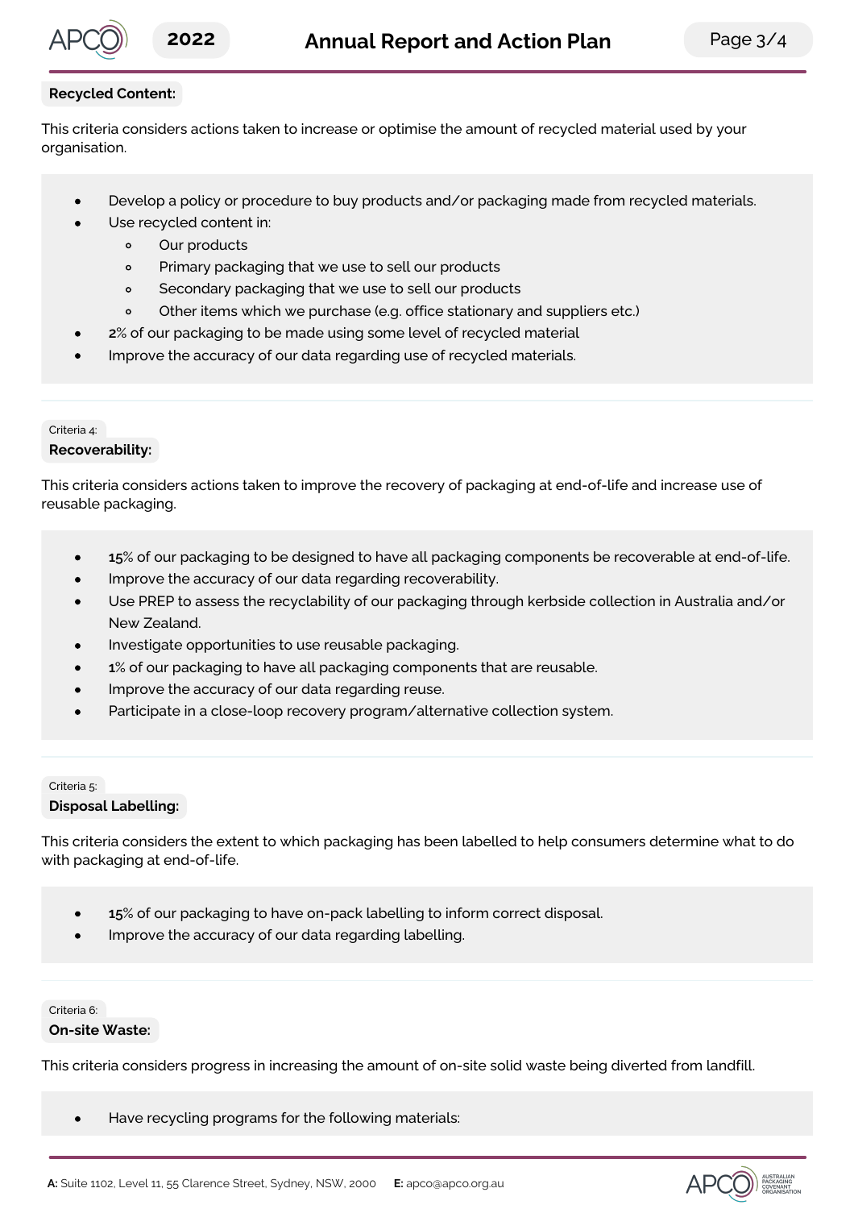**Recycled Content:**

This criteria considers actions taken to increase or optimise the amount of recycled material used by your organisation.

- Develop a policy or procedure to buy products and/or packaging made from recycled materials.
- Use recycled content in:
  - Our products
  - Primary packaging that we use to sell our products
  - Secondary packaging that we use to sell our products
  - Other items which we purchase (e.g. office stationary and suppliers etc.)
- 2% of our packaging to be made using some level of recycled material
- Improve the accuracy of our data regarding use of recycled materials.

Criteria 4:

**Recoverability:**

This criteria considers actions taken to improve the recovery of packaging at end-of-life and increase use of reusable packaging.

- 15% of our packaging to be designed to have all packaging components be recoverable at end-of-life.
- Improve the accuracy of our data regarding recoverability.
- Use PREP to assess the recyclability of our packaging through kerbside collection in Australia and/or New Zealand.
- Investigate opportunities to use reusable packaging.
- 1% of our packaging to have all packaging components that are reusable.
- Improve the accuracy of our data regarding reuse.
- Participate in a close-loop recovery program/alternative collection system.

Criteria 5:

**Disposal Labelling:**

This criteria considers the extent to which packaging has been labelled to help consumers determine what to do with packaging at end-of-life.

- 15% of our packaging to have on-pack labelling to inform correct disposal.
- Improve the accuracy of our data regarding labelling.

Criteria 6:

**On-site Waste:**

This criteria considers progress in increasing the amount of on-site solid waste being diverted from landfill.

- Have recycling programs for the following materials: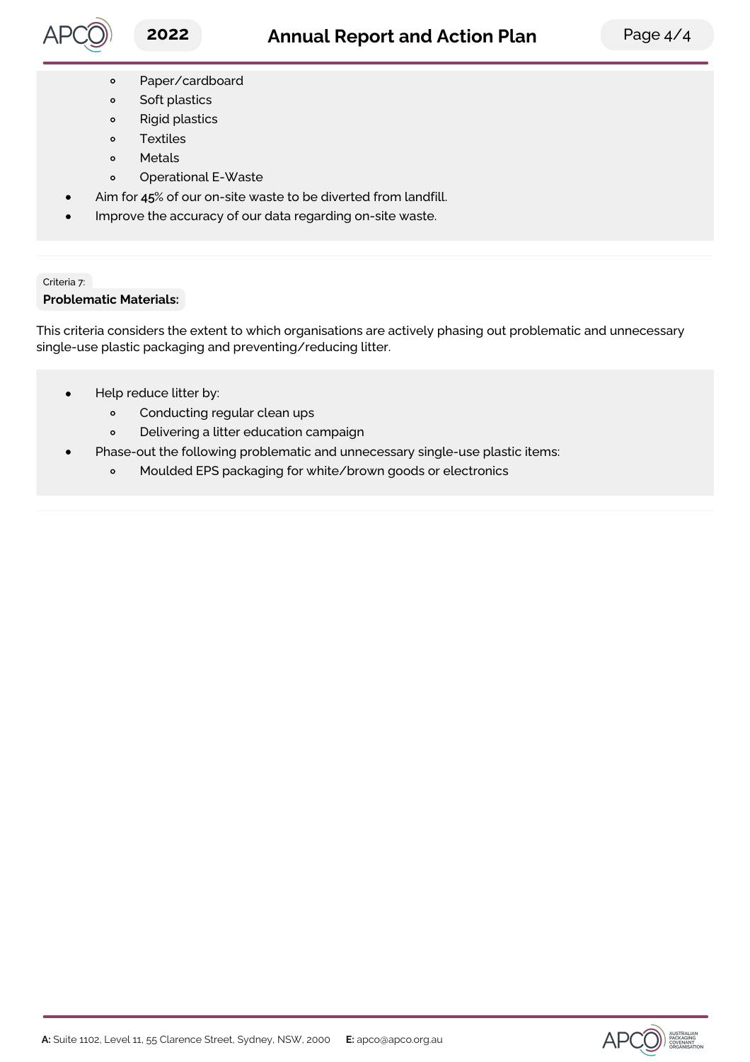- Paper/cardboard
    - Soft plastics
    - Rigid plastics
    - Textiles
    - Metals
    - Operational E-Waste
- Aim for **45**% of our on-site waste to be diverted from landfill.
- Improve the accuracy of our data regarding on-site waste.

Criteria 7:

**Problematic Materials:**

This criteria considers the extent to which organisations are actively phasing out problematic and unnecessary single-use plastic packaging and preventing/reducing litter.

- Help reduce litter by:
    - Conducting regular clean ups
    - Delivering a litter education campaign
- Phase-out the following problematic and unnecessary single-use plastic items:
    - Moulded EPS packaging for white/brown goods or electronics